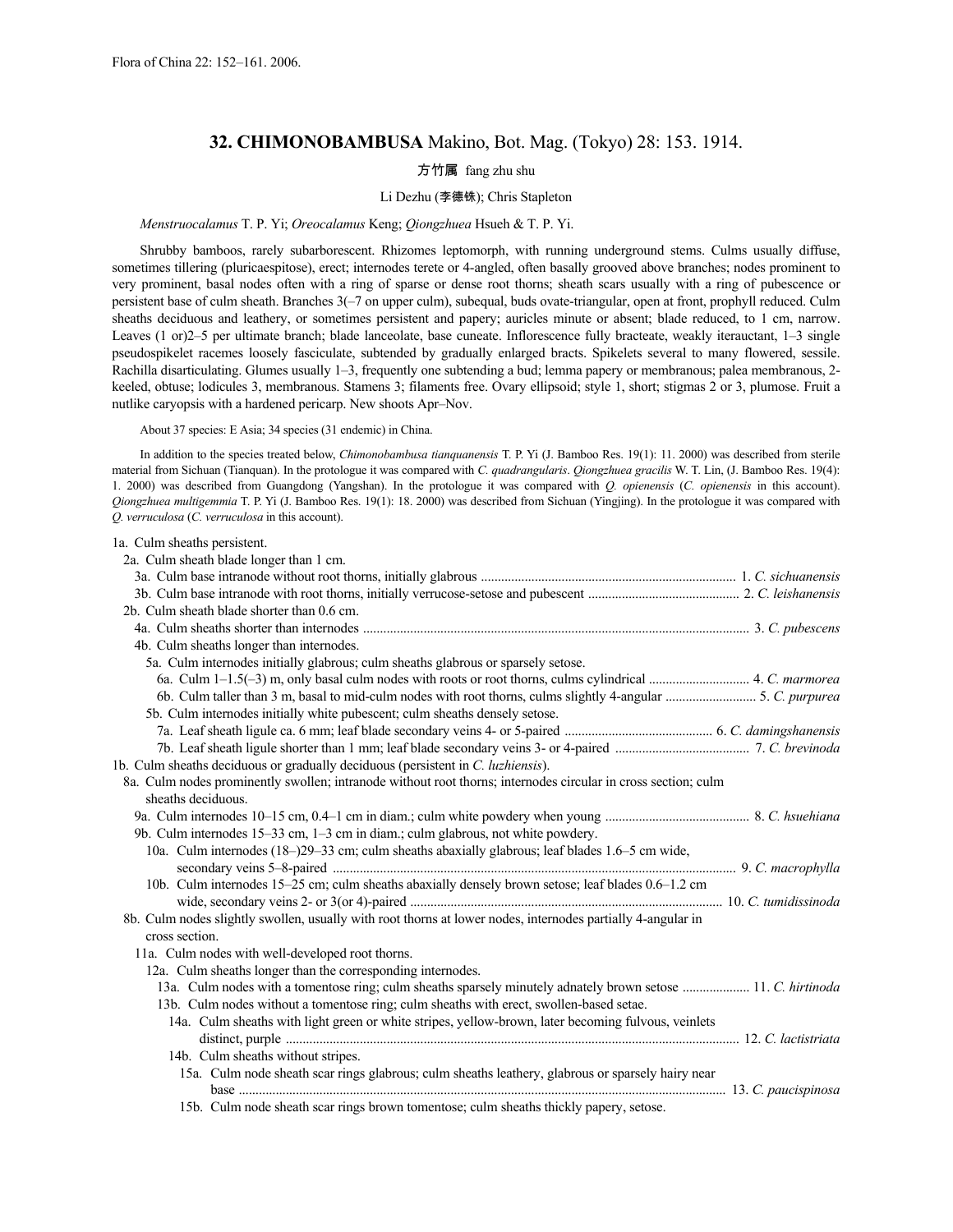# 32. CHIMONOBAMBUSA Makino, Bot. Mag. (Tokyo) 28: 153. 1914.

方竹属 fang zhu shu

Li Dezhu (李德铢); Chris Stapleton

*Menstruocalamus* T. P. Yi; *Oreocalamus* Keng; *Qiongzhuea* Hsueh & T. P. Yi.

Shrubby bamboos, rarely subarborescent. Rhizomes leptomorph, with running underground stems. Culms usually diffuse, sometimes tillering (pluricaespitose), erect; internodes terete or 4-angled, often basally grooved above branches; nodes prominent to very prominent, basal nodes often with a ring of sparse or dense root thorns; sheath scars usually with a ring of pubescence or persistent base of culm sheath. Branches 3(–7 on upper culm), subequal, buds ovate-triangular, open at front, prophyll reduced. Culm sheaths deciduous and leathery, or sometimes persistent and papery; auricles minute or absent; blade reduced, to 1 cm, narrow. Leaves (1 or)2–5 per ultimate branch; blade lanceolate, base cuneate. Inflorescence fully bracteate, weakly iterauctant, 1–3 single pseudospikelet racemes loosely fasciculate, subtended by gradually enlarged bracts. Spikelets several to many flowered, sessile. Rachilla disarticulating. Glumes usually 1–3, frequently one subtending a bud; lemma papery or membranous; palea membranous, 2-keeled, obtuse; lodicules 3, membranous. Stamens 3; filaments free. Ovary ellipsoid; style 1, short; stigmas 2 or 3, plumose. Fruit a nutlike caryopsis with a hardened pericarp. New shoots Apr–Nov.

About 37 species: E Asia; 34 species (31 endemic) in China.

In addition to the species treated below, *Chimonobambusa tianquanensis* T. P. Yi (J. Bamboo Res. 19(1): 11. 2000) was described from sterile material from Sichuan (Tianquan). In the protologue it was compared with *C. quadrangularis*. *Qiongzhuea gracilis* W. T. Lin, (J. Bamboo Res. 19(4): 1. 2000) was described from Guangdong (Yangshan). In the protologue it was compared with *Q. opienensis* (*C. opienensis* in this account). *Qiongzhuea multigemmia* T. P. Yi (J. Bamboo Res. 19(1): 18. 2000) was described from Sichuan (Yingjing). In the protologue it was compared with *Q. verruculosa* (*C. verruculosa* in this account).

1a. Culm sheaths persistent.
  2a. Culm sheath blade longer than 1 cm.
    3a. Culm base intranode without root thorns, initially glabrous .......... 1. *C. sichuanensis*
    3b. Culm base intranode with root thorns, initially verrucose-setose and pubescent .......... 2. *C. leishanensis*
  2b. Culm sheath blade shorter than 0.6 cm.
    4a. Culm sheaths shorter than internodes .......... 3. *C. pubescens*
    4b. Culm sheaths longer than internodes.
      5a. Culm internodes initially glabrous; culm sheaths glabrous or sparsely setose.
        6a. Culm 1–1.5(–3) m, only basal culm nodes with roots or root thorns, culms cylindrical .......... 4. *C. marmorea*
        6b. Culm taller than 3 m, basal to mid-culm nodes with root thorns, culms slightly 4-angular .......... 5. *C. purpurea*
      5b. Culm internodes initially white pubescent; culm sheaths densely setose.
        7a. Leaf sheath ligule ca. 6 mm; leaf blade secondary veins 4- or 5-paired .......... 6. *C. damingshanensis*
        7b. Leaf sheath ligule shorter than 1 mm; leaf blade secondary veins 3- or 4-paired .......... 7. *C. brevinoda*
1b. Culm sheaths deciduous or gradually deciduous (persistent in *C. luzhiensis*).
  8a. Culm nodes prominently swollen; intranode without root thorns; internodes circular in cross section; culm sheaths deciduous.
    9a. Culm internodes 10–15 cm, 0.4–1 cm in diam.; culm white powdery when young .......... 8. *C. hsuehiana*
    9b. Culm internodes 15–33 cm, 1–3 cm in diam.; culm glabrous, not white powdery.
      10a. Culm internodes (18–)29–33 cm; culm sheaths abaxially glabrous; leaf blades 1.6–5 cm wide, secondary veins 5–8-paired .......... 9. *C. macrophylla*
      10b. Culm internodes 15–25 cm; culm sheaths abaxially densely brown setose; leaf blades 0.6–1.2 cm wide, secondary veins 2- or 3(or 4)-paired .......... 10. *C. tumidissinoda*
  8b. Culm nodes slightly swollen, usually with root thorns at lower nodes, internodes partially 4-angular in cross section.
    11a. Culm nodes with well-developed root thorns.
      12a. Culm sheaths longer than the corresponding internodes.
        13a. Culm nodes with a tomentose ring; culm sheaths sparsely minutely adnately brown setose .......... 11. *C. hirtinoda*
        13b. Culm nodes without a tomentose ring; culm sheaths with erect, swollen-based setae.
          14a. Culm sheaths with light green or white stripes, yellow-brown, later becoming fulvous, veinlets distinct, purple .......... 12. *C. lactistriata*
          14b. Culm sheaths without stripes.
            15a. Culm node sheath scar rings glabrous; culm sheaths leathery, glabrous or sparsely hairy near base .......... 13. *C. paucispinosa*
            15b. Culm node sheath scar rings brown tomentose; culm sheaths thickly papery, setose.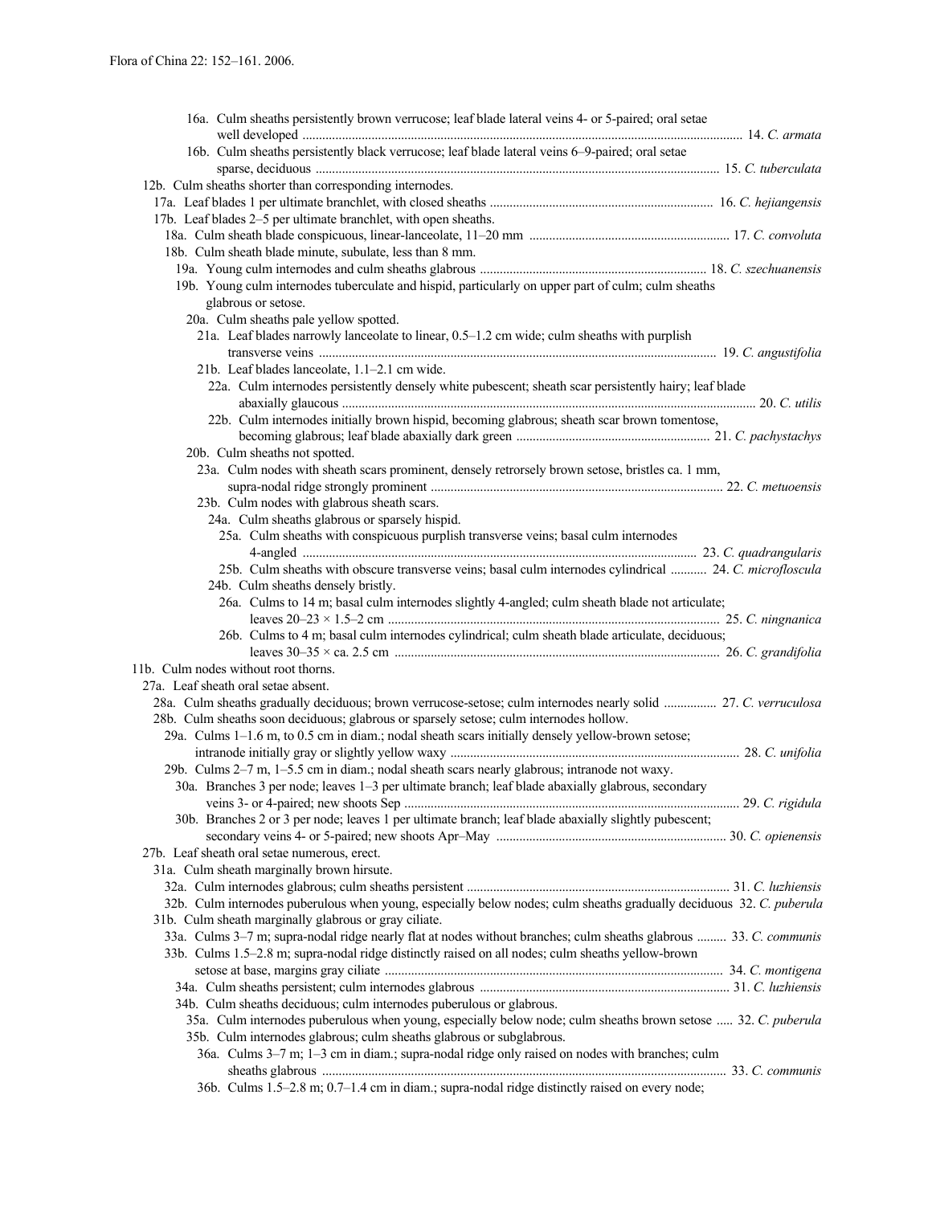16a. Culm sheaths persistently brown verrucose; leaf blade lateral veins 4- or 5-paired; oral setae well developed .......... 14. *C. armata*

16b. Culm sheaths persistently black verrucose; leaf blade lateral veins 6–9-paired; oral setae sparse, deciduous .......... 15. *C. tuberculata*

12b. Culm sheaths shorter than corresponding internodes.

17a. Leaf blades 1 per ultimate branchlet, with closed sheaths .......... 16. *C. hejiangensis*

17b. Leaf blades 2–5 per ultimate branchlet, with open sheaths.

18a. Culm sheath blade conspicuous, linear-lanceolate, 11–20 mm .......... 17. *C. convoluta*

18b. Culm sheath blade minute, subulate, less than 8 mm.

19a. Young culm internodes and culm sheaths glabrous .......... 18. *C. szechuanensis*

19b. Young culm internodes tuberculate and hispid, particularly on upper part of culm; culm sheaths glabrous or setose.

20a. Culm sheaths pale yellow spotted.

21a. Leaf blades narrowly lanceolate to linear, 0.5–1.2 cm wide; culm sheaths with purplish transverse veins .......... 19. *C. angustifolia*

21b. Leaf blades lanceolate, 1.1–2.1 cm wide.

22a. Culm internodes persistently densely white pubescent; sheath scar persistently hairy; leaf blade abaxially glaucous .......... 20. *C. utilis*

22b. Culm internodes initially brown hispid, becoming glabrous; sheath scar brown tomentose, becoming glabrous; leaf blade abaxially dark green .......... 21. *C. pachystachys*

20b. Culm sheaths not spotted.

23a. Culm nodes with sheath scars prominent, densely retrorsely brown setose, bristles ca. 1 mm, supra-nodal ridge strongly prominent .......... 22. *C. metuoensis*

23b. Culm nodes with glabrous sheath scars.

24a. Culm sheaths glabrous or sparsely hispid.

25a. Culm sheaths with conspicuous purplish transverse veins; basal culm internodes 4-angled .......... 23. *C. quadrangularis*

25b. Culm sheaths with obscure transverse veins; basal culm internodes cylindrical .......... 24. *C. microfloscula*

24b. Culm sheaths densely bristly.

26a. Culms to 14 m; basal culm internodes slightly 4-angled; culm sheath blade not articulate; leaves 20–23 × 1.5–2 cm .......... 25. *C. ningnanica*

26b. Culms to 4 m; basal culm internodes cylindrical; culm sheath blade articulate, deciduous; leaves 30–35 × ca. 2.5 cm .......... 26. *C. grandifolia*

11b. Culm nodes without root thorns.

27a. Leaf sheath oral setae absent.

28a. Culm sheaths gradually deciduous; brown verrucose-setose; culm internodes nearly solid .......... 27. *C. verruculosa*

28b. Culm sheaths soon deciduous; glabrous or sparsely setose; culm internodes hollow.

29a. Culms 1–1.6 m, to 0.5 cm in diam.; nodal sheath scars initially densely yellow-brown setose; intranode initially gray or slightly yellow waxy .......... 28. *C. unifolia*

29b. Culms 2–7 m, 1–5.5 cm in diam.; nodal sheath scars nearly glabrous; intranode not waxy.

30a. Branches 3 per node; leaves 1–3 per ultimate branch; leaf blade abaxially glabrous, secondary veins 3- or 4-paired; new shoots Sep .......... 29. *C. rigidula*

30b. Branches 2 or 3 per node; leaves 1 per ultimate branch; leaf blade abaxially slightly pubescent; secondary veins 4- or 5-paired; new shoots Apr–May .......... 30. *C. opienensis*

27b. Leaf sheath oral setae numerous, erect.

31a. Culm sheath marginally brown hirsute.

32a. Culm internodes glabrous; culm sheaths persistent .......... 31. *C. luzhiensis*

32b. Culm internodes puberulous when young, especially below nodes; culm sheaths gradually deciduous 32. *C. puberula*

31b. Culm sheath marginally glabrous or gray ciliate.

33a. Culms 3–7 m; supra-nodal ridge nearly flat at nodes without branches; culm sheaths glabrous .......... 33. *C. communis*

33b. Culms 1.5–2.8 m; supra-nodal ridge distinctly raised on all nodes; culm sheaths yellow-brown setose at base, margins gray ciliate .......... 34. *C. montigena*

34a. Culm sheaths persistent; culm internodes glabrous .......... 31. *C. luzhiensis*

34b. Culm sheaths deciduous; culm internodes puberulous or glabrous.

35a. Culm internodes puberulous when young, especially below node; culm sheaths brown setose .......... 32. *C. puberula*

35b. Culm internodes glabrous; culm sheaths glabrous or subglabrous.

36a. Culms 3–7 m; 1–3 cm in diam.; supra-nodal ridge only raised on nodes with branches; culm sheaths glabrous .......... 33. *C. communis*

36b. Culms 1.5–2.8 m; 0.7–1.4 cm in diam.; supra-nodal ridge distinctly raised on every node;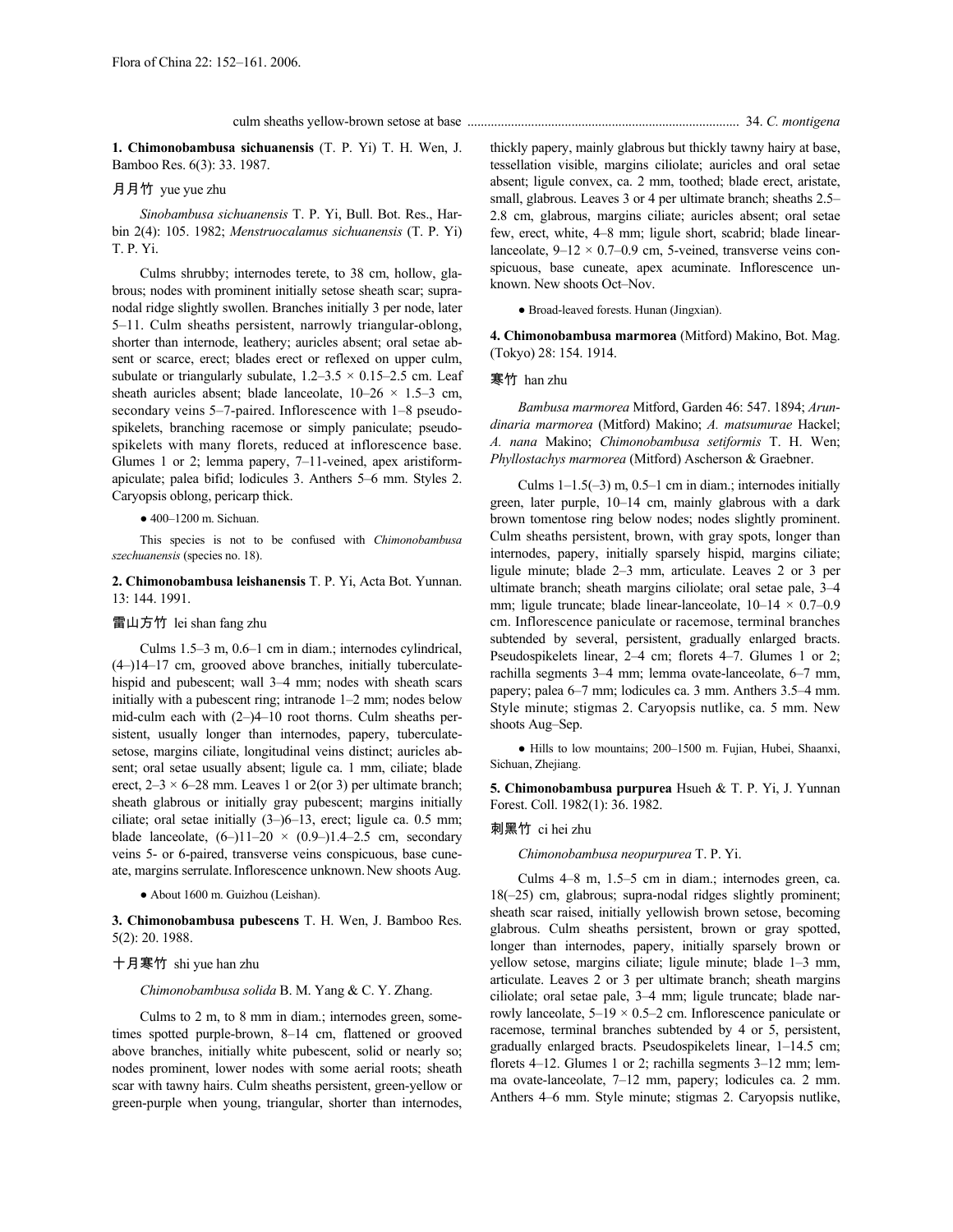culm sheaths yellow-brown setose at base ................................................................................. 34. *C. montigena*

**1. Chimonobambusa sichuanensis** (T. P. Yi) T. H. Wen, J. Bamboo Res. 6(3): 33. 1987.

月月竹 yue yue zhu

*Sinobambusa sichuanensis* T. P. Yi, Bull. Bot. Res., Harbin 2(4): 105. 1982; *Menstruocalamus sichuanensis* (T. P. Yi) T. P. Yi.

Culms shrubby; internodes terete, to 38 cm, hollow, glabrous; nodes with prominent initially setose sheath scar; supranodal ridge slightly swollen. Branches initially 3 per node, later 5–11. Culm sheaths persistent, narrowly triangular-oblong, shorter than internode, leathery; auricles absent; oral setae absent or scarce, erect; blades erect or reflexed on upper culm, subulate or triangularly subulate, 1.2–3.5 × 0.15–2.5 cm. Leaf sheath auricles absent; blade lanceolate, 10–26 × 1.5–3 cm, secondary veins 5–7-paired. Inflorescence with 1–8 pseudospikelets, branching racemose or simply paniculate; pseudospikelets with many florets, reduced at inflorescence base. Glumes 1 or 2; lemma papery, 7–11-veined, apex aristiform-apiculate; palea bifid; lodicules 3. Anthers 5–6 mm. Styles 2. Caryopsis oblong, pericarp thick.

● 400–1200 m. Sichuan.

This species is not to be confused with *Chimonobambusa szechuanensis* (species no. 18).

**2. Chimonobambusa leishanensis** T. P. Yi, Acta Bot. Yunnan. 13: 144. 1991.

雷山方竹 lei shan fang zhu

Culms 1.5–3 m, 0.6–1 cm in diam.; internodes cylindrical, (4–)14–17 cm, grooved above branches, initially tuberculate-hispid and pubescent; wall 3–4 mm; nodes with sheath scars initially with a pubescent ring; intranode 1–2 mm; nodes below mid-culm each with (2–)4–10 root thorns. Culm sheaths persistent, usually longer than internodes, papery, tuberculate-setose, margins ciliate, longitudinal veins distinct; auricles absent; oral setae usually absent; ligule ca. 1 mm, ciliate; blade erect, 2–3 × 6–28 mm. Leaves 1 or 2(or 3) per ultimate branch; sheath glabrous or initially gray pubescent; margins initially ciliate; oral setae initially (3–)6–13, erect; ligule ca. 0.5 mm; blade lanceolate, (6–)11–20 × (0.9–)1.4–2.5 cm, secondary veins 5- or 6-paired, transverse veins conspicuous, base cuneate, margins serrulate. Inflorescence unknown. New shoots Aug.

● About 1600 m. Guizhou (Leishan).

**3. Chimonobambusa pubescens** T. H. Wen, J. Bamboo Res. 5(2): 20. 1988.

十月寒竹 shi yue han zhu

*Chimonobambusa solida* B. M. Yang & C. Y. Zhang.

Culms to 2 m, to 8 mm in diam.; internodes green, sometimes spotted purple-brown, 8–14 cm, flattened or grooved above branches, initially white pubescent, solid or nearly so; nodes prominent, lower nodes with some aerial roots; sheath scar with tawny hairs. Culm sheaths persistent, green-yellow or green-purple when young, triangular, shorter than internodes, thickly papery, mainly glabrous but thickly tawny hairy at base, tessellation visible, margins ciliolate; auricles and oral setae absent; ligule convex, ca. 2 mm, toothed; blade erect, aristate, small, glabrous. Leaves 3 or 4 per ultimate branch; sheaths 2.5–2.8 cm, glabrous, margins ciliate; auricles absent; oral setae few, erect, white, 4–8 mm; ligule short, scabrid; blade linear-lanceolate, 9–12 × 0.7–0.9 cm, 5-veined, transverse veins conspicuous, base cuneate, apex acuminate. Inflorescence unknown. New shoots Oct–Nov.

● Broad-leaved forests. Hunan (Jingxian).

**4. Chimonobambusa marmorea** (Mitford) Makino, Bot. Mag. (Tokyo) 28: 154. 1914.

寒竹 han zhu

*Bambusa marmorea* Mitford, Garden 46: 547. 1894; *Arundinaria marmorea* (Mitford) Makino; *A. matsumurae* Hackel; *A. nana* Makino; *Chimonobambusa setiformis* T. H. Wen; *Phyllostachys marmorea* (Mitford) Ascherson & Graebner.

Culms 1–1.5(–3) m, 0.5–1 cm in diam.; internodes initially green, later purple, 10–14 cm, mainly glabrous with a dark brown tomentose ring below nodes; nodes slightly prominent. Culm sheaths persistent, brown, with gray spots, longer than internodes, papery, initially sparsely hispid, margins ciliate; ligule minute; blade 2–3 mm, articulate. Leaves 2 or 3 per ultimate branch; sheath margins ciliolate; oral setae pale, 3–4 mm; ligule truncate; blade linear-lanceolate, 10–14 × 0.7–0.9 cm. Inflorescence paniculate or racemose, terminal branches subtended by several, persistent, gradually enlarged bracts. Pseudospikelets linear, 2–4 cm; florets 4–7. Glumes 1 or 2; rachilla segments 3–4 mm; lemma ovate-lanceolate, 6–7 mm, papery; palea 6–7 mm; lodicules ca. 3 mm. Anthers 3.5–4 mm. Style minute; stigmas 2. Caryopsis nutlike, ca. 5 mm. New shoots Aug–Sep.

● Hills to low mountains; 200–1500 m. Fujian, Hubei, Shaanxi, Sichuan, Zhejiang.

**5. Chimonobambusa purpurea** Hsueh & T. P. Yi, J. Yunnan Forest. Coll. 1982(1): 36. 1982.

刺黑竹 ci hei zhu

*Chimonobambusa neopurpurea* T. P. Yi.

Culms 4–8 m, 1.5–5 cm in diam.; internodes green, ca. 18(–25) cm, glabrous; supra-nodal ridges slightly prominent; sheath scar raised, initially yellowish brown setose, becoming glabrous. Culm sheaths persistent, brown or gray spotted, longer than internodes, papery, initially sparsely brown or yellow setose, margins ciliate; ligule minute; blade 1–3 mm, articulate. Leaves 2 or 3 per ultimate branch; sheath margins ciliolate; oral setae pale, 3–4 mm; ligule truncate; blade narrowly lanceolate, 5–19 × 0.5–2 cm. Inflorescence paniculate or racemose, terminal branches subtended by 4 or 5, persistent, gradually enlarged bracts. Pseudospikelets linear, 1–14.5 cm; florets 4–12. Glumes 1 or 2; rachilla segments 3–12 mm; lemma ovate-lanceolate, 7–12 mm, papery; lodicules ca. 2 mm. Anthers 4–6 mm. Style minute; stigmas 2. Caryopsis nutlike,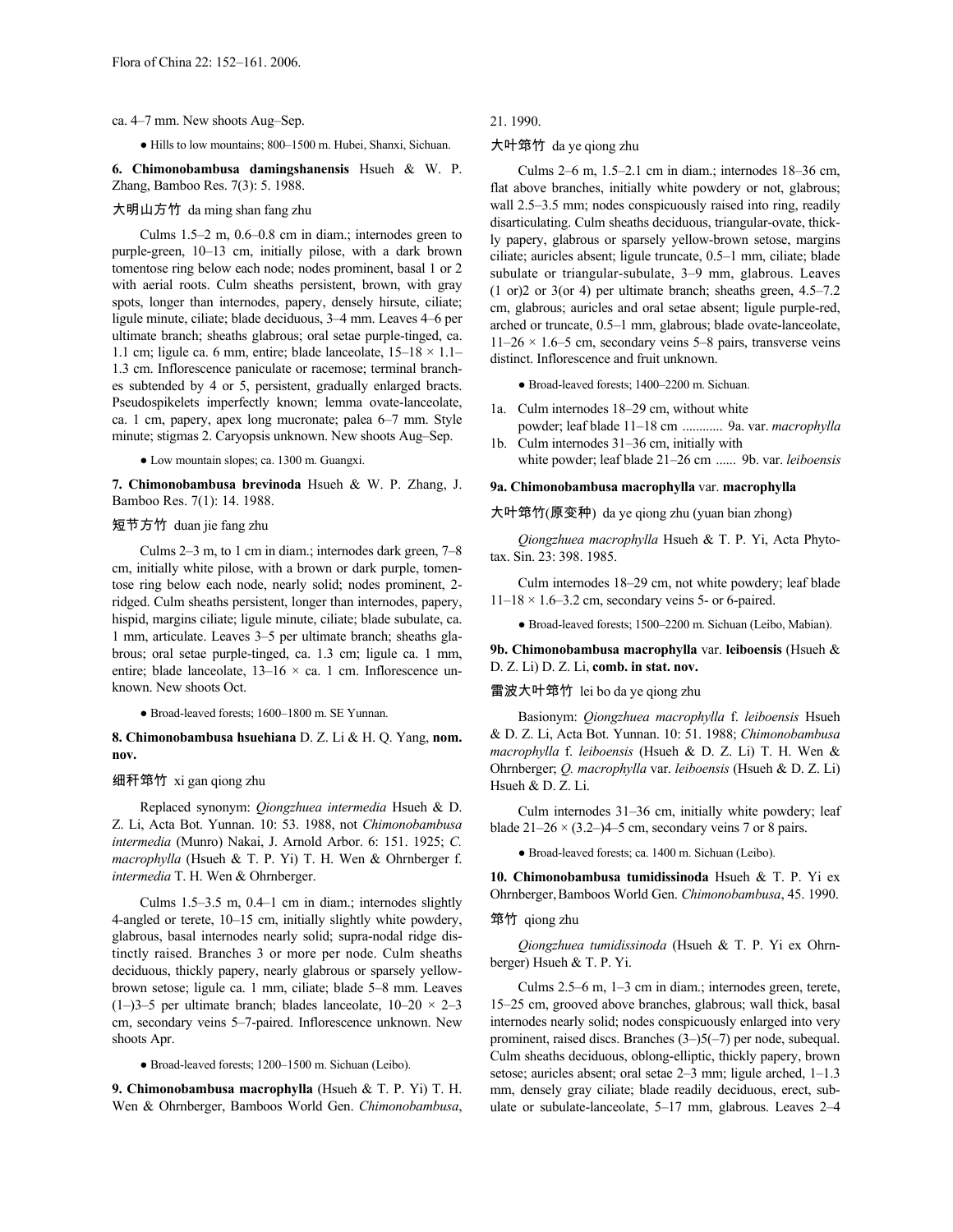ca. 4–7 mm. New shoots Aug–Sep.

● Hills to low mountains; 800–1500 m. Hubei, Shanxi, Sichuan.

**6. Chimonobambusa damingshanensis** Hsueh & W. P. Zhang, Bamboo Res. 7(3): 5. 1988.

大明山方竹 da ming shan fang zhu

Culms 1.5–2 m, 0.6–0.8 cm in diam.; internodes green to purple-green, 10–13 cm, initially pilose, with a dark brown tomentose ring below each node; nodes prominent, basal 1 or 2 with aerial roots. Culm sheaths persistent, brown, with gray spots, longer than internodes, papery, densely hirsute, ciliate; ligule minute, ciliate; blade deciduous, 3–4 mm. Leaves 4–6 per ultimate branch; sheaths glabrous; oral setae purple-tinged, ca. 1.1 cm; ligule ca. 6 mm, entire; blade lanceolate, 15–18 × 1.1–1.3 cm. Inflorescence paniculate or racemose; terminal branches subtended by 4 or 5, persistent, gradually enlarged bracts. Pseudospikelets imperfectly known; lemma ovate-lanceolate, ca. 1 cm, papery, apex long mucronate; palea 6–7 mm. Style minute; stigmas 2. Caryopsis unknown. New shoots Aug–Sep.

● Low mountain slopes; ca. 1300 m. Guangxi.

**7. Chimonobambusa brevinoda** Hsueh & W. P. Zhang, J. Bamboo Res. 7(1): 14. 1988.

短节方竹 duan jie fang zhu

Culms 2–3 m, to 1 cm in diam.; internodes dark green, 7–8 cm, initially white pilose, with a brown or dark purple, tomentose ring below each node, nearly solid; nodes prominent, 2-ridged. Culm sheaths persistent, longer than internodes, papery, hispid, margins ciliate; ligule minute, ciliate; blade subulate, ca. 1 mm, articulate. Leaves 3–5 per ultimate branch; sheaths glabrous; oral setae purple-tinged, ca. 1.3 cm; ligule ca. 1 mm, entire; blade lanceolate, 13–16 × ca. 1 cm. Inflorescence unknown. New shoots Oct.

● Broad-leaved forests; 1600–1800 m. SE Yunnan.

**8. Chimonobambusa hsuehiana** D. Z. Li & H. Q. Yang, **nom. nov.**

细秆筇竹 xi gan qiong zhu

Replaced synonym: *Qiongzhuea intermedia* Hsueh & D. Z. Li, Acta Bot. Yunnan. 10: 53. 1988, not *Chimonobambusa intermedia* (Munro) Nakai, J. Arnold Arbor. 6: 151. 1925; *C. macrophylla* (Hsueh & T. P. Yi) T. H. Wen & Ohrnberger f. *intermedia* T. H. Wen & Ohrnberger.

Culms 1.5–3.5 m, 0.4–1 cm in diam.; internodes slightly 4-angled or terete, 10–15 cm, initially slightly white powdery, glabrous, basal internodes nearly solid; supra-nodal ridge distinctly raised. Branches 3 or more per node. Culm sheaths deciduous, thickly papery, nearly glabrous or sparsely yellow-brown setose; ligule ca. 1 mm, ciliate; blade 5–8 mm. Leaves (1–)3–5 per ultimate branch; blades lanceolate, 10–20 × 2–3 cm, secondary veins 5–7-paired. Inflorescence unknown. New shoots Apr.

● Broad-leaved forests; 1200–1500 m. Sichuan (Leibo).

**9. Chimonobambusa macrophylla** (Hsueh & T. P. Yi) T. H. Wen & Ohrnberger, Bamboos World Gen. *Chimonobambusa*, 21. 1990.

大叶筇竹 da ye qiong zhu

Culms 2–6 m, 1.5–2.1 cm in diam.; internodes 18–36 cm, flat above branches, initially white powdery or not, glabrous; wall 2.5–3.5 mm; nodes conspicuously raised into ring, readily disarticulating. Culm sheaths deciduous, triangular-ovate, thickly papery, glabrous or sparsely yellow-brown setose, margins ciliate; auricles absent; ligule truncate, 0.5–1 mm, ciliate; blade subulate or triangular-subulate, 3–9 mm, glabrous. Leaves (1 or)2 or 3(or 4) per ultimate branch; sheaths green, 4.5–7.2 cm, glabrous; auricles and oral setae absent; ligule purple-red, arched or truncate, 0.5–1 mm, glabrous; blade ovate-lanceolate, 11–26 × 1.6–5 cm, secondary veins 5–8 pairs, transverse veins distinct. Inflorescence and fruit unknown.

● Broad-leaved forests; 1400–2200 m. Sichuan.

1a. Culm internodes 18–29 cm, without white powder; leaf blade 11–18 cm ............ 9a. var. *macrophylla*
1b. Culm internodes 31–36 cm, initially with white powder; leaf blade 21–26 cm ...... 9b. var. *leiboensis*

**9a. Chimonobambusa macrophylla** var. **macrophylla**

大叶筇竹(原变种) da ye qiong zhu (yuan bian zhong)

*Qiongzhuea macrophylla* Hsueh & T. P. Yi, Acta Phytotax. Sin. 23: 398. 1985.

Culm internodes 18–29 cm, not white powdery; leaf blade 11–18 × 1.6–3.2 cm, secondary veins 5- or 6-paired.

● Broad-leaved forests; 1500–2200 m. Sichuan (Leibo, Mabian).

**9b. Chimonobambusa macrophylla** var. **leiboensis** (Hsueh & D. Z. Li) D. Z. Li, **comb. in stat. nov.**

雷波大叶筇竹 lei bo da ye qiong zhu

Basionym: *Qiongzhuea macrophylla* f. *leiboensis* Hsueh & D. Z. Li, Acta Bot. Yunnan. 10: 51. 1988; *Chimonobambusa macrophylla* f. *leiboensis* (Hsueh & D. Z. Li) T. H. Wen & Ohrnberger; *Q. macrophylla* var. *leiboensis* (Hsueh & D. Z. Li) Hsueh & D. Z. Li.

Culm internodes 31–36 cm, initially white powdery; leaf blade 21–26 × (3.2–)4–5 cm, secondary veins 7 or 8 pairs.

● Broad-leaved forests; ca. 1400 m. Sichuan (Leibo).

**10. Chimonobambusa tumidissinoda** Hsueh & T. P. Yi ex Ohrnberger, Bamboos World Gen. *Chimonobambusa*, 45. 1990.

筇竹 qiong zhu

*Qiongzhuea tumidissinoda* (Hsueh & T. P. Yi ex Ohrnberger) Hsueh & T. P. Yi.

Culms 2.5–6 m, 1–3 cm in diam.; internodes green, terete, 15–25 cm, grooved above branches, glabrous; wall thick, basal internodes nearly solid; nodes conspicuously enlarged into very prominent, raised discs. Branches (3–)5(–7) per node, subequal. Culm sheaths deciduous, oblong-elliptic, thickly papery, brown setose; auricles absent; oral setae 2–3 mm; ligule arched, 1–1.3 mm, densely gray ciliate; blade readily deciduous, erect, subulate or subulate-lanceolate, 5–17 mm, glabrous. Leaves 2–4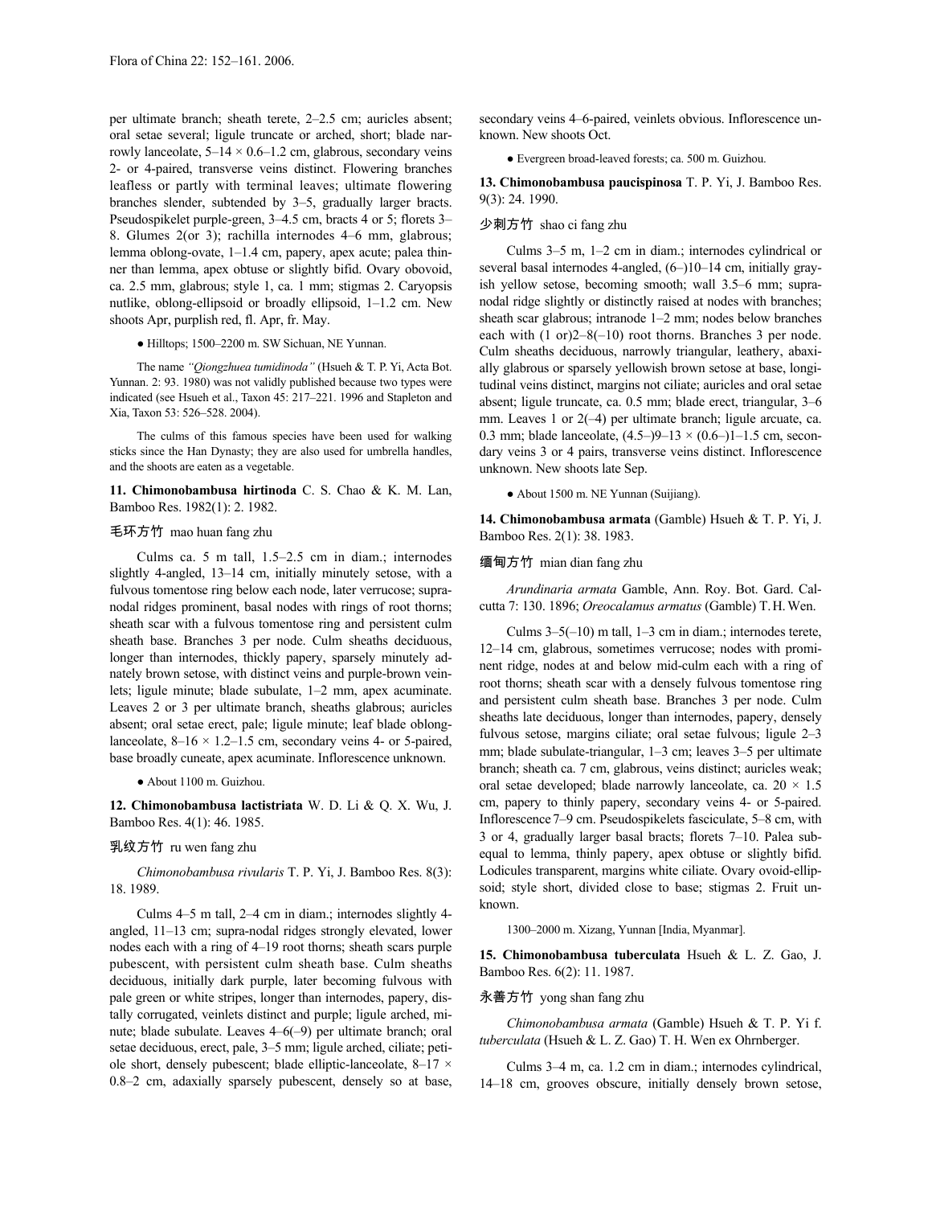per ultimate branch; sheath terete, 2–2.5 cm; auricles absent; oral setae several; ligule truncate or arched, short; blade narrowly lanceolate, 5–14 × 0.6–1.2 cm, glabrous, secondary veins 2- or 4-paired, transverse veins distinct. Flowering branches leafless or partly with terminal leaves; ultimate flowering branches slender, subtended by 3–5, gradually larger bracts. Pseudospikelet purple-green, 3–4.5 cm, bracts 4 or 5; florets 3–8. Glumes 2(or 3); rachilla internodes 4–6 mm, glabrous; lemma oblong-ovate, 1–1.4 cm, papery, apex acute; palea thinner than lemma, apex obtuse or slightly bifid. Ovary obovoid, ca. 2.5 mm, glabrous; style 1, ca. 1 mm; stigmas 2. Caryopsis nutlike, oblong-ellipsoid or broadly ellipsoid, 1–1.2 cm. New shoots Apr, purplish red, fl. Apr, fr. May.

● Hilltops; 1500–2200 m. SW Sichuan, NE Yunnan.

The name *"Qiongzhuea tumidinoda"* (Hsueh & T. P. Yi, Acta Bot. Yunnan. 2: 93. 1980) was not validly published because two types were indicated (see Hsueh et al., Taxon 45: 217–221. 1996 and Stapleton and Xia, Taxon 53: 526–528. 2004).

The culms of this famous species have been used for walking sticks since the Han Dynasty; they are also used for umbrella handles, and the shoots are eaten as a vegetable.

**11. Chimonobambusa hirtinoda** C. S. Chao & K. M. Lan, Bamboo Res. 1982(1): 2. 1982.

毛环方竹 mao huan fang zhu

Culms ca. 5 m tall, 1.5–2.5 cm in diam.; internodes slightly 4-angled, 13–14 cm, initially minutely setose, with a fulvous tomentose ring below each node, later verrucose; supranodal ridges prominent, basal nodes with rings of root thorns; sheath scar with a fulvous tomentose ring and persistent culm sheath base. Branches 3 per node. Culm sheaths deciduous, longer than internodes, thickly papery, sparsely minutely adnately brown setose, with distinct veins and purple-brown veinlets; ligule minute; blade subulate, 1–2 mm, apex acuminate. Leaves 2 or 3 per ultimate branch, sheaths glabrous; auricles absent; oral setae erect, pale; ligule minute; leaf blade oblong-lanceolate, 8–16 × 1.2–1.5 cm, secondary veins 4- or 5-paired, base broadly cuneate, apex acuminate. Inflorescence unknown.

● About 1100 m. Guizhou.

**12. Chimonobambusa lactistriata** W. D. Li & Q. X. Wu, J. Bamboo Res. 4(1): 46. 1985.

乳纹方竹 ru wen fang zhu

*Chimonobambusa rivularis* T. P. Yi, J. Bamboo Res. 8(3): 18. 1989.

Culms 4–5 m tall, 2–4 cm in diam.; internodes slightly 4-angled, 11–13 cm; supra-nodal ridges strongly elevated, lower nodes each with a ring of 4–19 root thorns; sheath scars purple pubescent, with persistent culm sheath base. Culm sheaths deciduous, initially dark purple, later becoming fulvous with pale green or white stripes, longer than internodes, papery, distally corrugated, veinlets distinct and purple; ligule arched, minute; blade subulate. Leaves 4–6(–9) per ultimate branch; oral setae deciduous, erect, pale, 3–5 mm; ligule arched, ciliate; petiole short, densely pubescent; blade elliptic-lanceolate, 8–17 × 0.8–2 cm, adaxially sparsely pubescent, densely so at base, secondary veins 4–6-paired, veinlets obvious. Inflorescence unknown. New shoots Oct.

● Evergreen broad-leaved forests; ca. 500 m. Guizhou.

**13. Chimonobambusa paucispinosa** T. P. Yi, J. Bamboo Res. 9(3): 24. 1990.

少刺方竹 shao ci fang zhu

Culms 3–5 m, 1–2 cm in diam.; internodes cylindrical or several basal internodes 4-angled, (6–)10–14 cm, initially grayish yellow setose, becoming smooth; wall 3.5–6 mm; supranodal ridge slightly or distinctly raised at nodes with branches; sheath scar glabrous; intranode 1–2 mm; nodes below branches each with (1 or)2–8(–10) root thorns. Branches 3 per node. Culm sheaths deciduous, narrowly triangular, leathery, abaxially glabrous or sparsely yellowish brown setose at base, longitudinal veins distinct, margins not ciliate; auricles and oral setae absent; ligule truncate, ca. 0.5 mm; blade erect, triangular, 3–6 mm. Leaves 1 or 2(–4) per ultimate branch; ligule arcuate, ca. 0.3 mm; blade lanceolate, (4.5–)9–13 × (0.6–)1–1.5 cm, secondary veins 3 or 4 pairs, transverse veins distinct. Inflorescence unknown. New shoots late Sep.

● About 1500 m. NE Yunnan (Suijiang).

**14. Chimonobambusa armata** (Gamble) Hsueh & T. P. Yi, J. Bamboo Res. 2(1): 38. 1983.

缅甸方竹 mian dian fang zhu

*Arundinaria armata* Gamble, Ann. Roy. Bot. Gard. Calcutta 7: 130. 1896; *Oreocalamus armatus* (Gamble) T. H. Wen.

Culms 3–5(–10) m tall, 1–3 cm in diam.; internodes terete, 12–14 cm, glabrous, sometimes verrucose; nodes with prominent ridge, nodes at and below mid-culm each with a ring of root thorns; sheath scar with a densely fulvous tomentose ring and persistent culm sheath base. Branches 3 per node. Culm sheaths late deciduous, longer than internodes, papery, densely fulvous setose, margins ciliate; oral setae fulvous; ligule 2–3 mm; blade subulate-triangular, 1–3 cm; leaves 3–5 per ultimate branch; sheath ca. 7 cm, glabrous, veins distinct; auricles weak; oral setae developed; blade narrowly lanceolate, ca. 20 × 1.5 cm, papery to thinly papery, secondary veins 4- or 5-paired. Inflorescence 7–9 cm. Pseudospikelets fasciculate, 5–8 cm, with 3 or 4, gradually larger basal bracts; florets 7–10. Palea subequal to lemma, thinly papery, apex obtuse or slightly bifid. Lodicules transparent, margins white ciliate. Ovary ovoid-ellipsoid; style short, divided close to base; stigmas 2. Fruit unknown.

1300–2000 m. Xizang, Yunnan [India, Myanmar].

**15. Chimonobambusa tuberculata** Hsueh & L. Z. Gao, J. Bamboo Res. 6(2): 11. 1987.

永善方竹 yong shan fang zhu

*Chimonobambusa armata* (Gamble) Hsueh & T. P. Yi f. *tuberculata* (Hsueh & L. Z. Gao) T. H. Wen ex Ohrnberger.

Culms 3–4 m, ca. 1.2 cm in diam.; internodes cylindrical, 14–18 cm, grooves obscure, initially densely brown setose,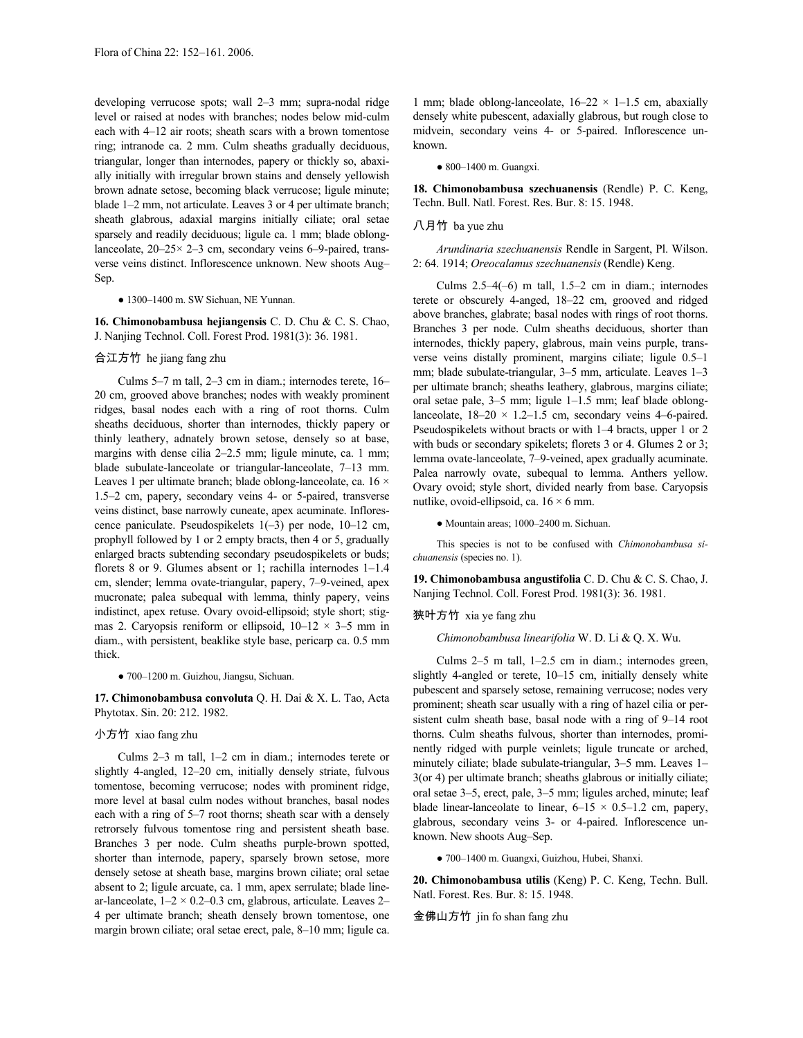developing verrucose spots; wall 2–3 mm; supra-nodal ridge level or raised at nodes with branches; nodes below mid-culm each with 4–12 air roots; sheath scars with a brown tomentose ring; intranode ca. 2 mm. Culm sheaths gradually deciduous, triangular, longer than internodes, papery or thickly so, abaxially initially with irregular brown stains and densely yellowish brown adnate setose, becoming black verrucose; ligule minute; blade 1–2 mm, not articulate. Leaves 3 or 4 per ultimate branch; sheath glabrous, adaxial margins initially ciliate; oral setae sparsely and readily deciduous; ligule ca. 1 mm; blade oblong-lanceolate, 20–25× 2–3 cm, secondary veins 6–9-paired, transverse veins distinct. Inflorescence unknown. New shoots Aug–Sep.

● 1300–1400 m. SW Sichuan, NE Yunnan.

**16. Chimonobambusa hejiangensis** C. D. Chu & C. S. Chao, J. Nanjing Technol. Coll. Forest Prod. 1981(3): 36. 1981.

合江方竹 he jiang fang zhu

Culms 5–7 m tall, 2–3 cm in diam.; internodes terete, 16–20 cm, grooved above branches; nodes with weakly prominent ridges, basal nodes each with a ring of root thorns. Culm sheaths deciduous, shorter than internodes, thickly papery or thinly leathery, adnately brown setose, densely so at base, margins with dense cilia 2–2.5 mm; ligule minute, ca. 1 mm; blade subulate-lanceolate or triangular-lanceolate, 7–13 mm. Leaves 1 per ultimate branch; blade oblong-lanceolate, ca. 16 × 1.5–2 cm, papery, secondary veins 4- or 5-paired, transverse veins distinct, base narrowly cuneate, apex acuminate. Inflorescence paniculate. Pseudospikelets 1(–3) per node, 10–12 cm, prophyll followed by 1 or 2 empty bracts, then 4 or 5, gradually enlarged bracts subtending secondary pseudospikelets or buds; florets 8 or 9. Glumes absent or 1; rachilla internodes 1–1.4 cm, slender; lemma ovate-triangular, papery, 7–9-veined, apex mucronate; palea subequal with lemma, thinly papery, veins indistinct, apex retuse. Ovary ovoid-ellipsoid; style short; stigmas 2. Caryopsis reniform or ellipsoid, 10–12 × 3–5 mm in diam., with persistent, beaklike style base, pericarp ca. 0.5 mm thick.

● 700–1200 m. Guizhou, Jiangsu, Sichuan.

**17. Chimonobambusa convoluta** Q. H. Dai & X. L. Tao, Acta Phytotax. Sin. 20: 212. 1982.

小方竹 xiao fang zhu

Culms 2–3 m tall, 1–2 cm in diam.; internodes terete or slightly 4-angled, 12–20 cm, initially densely striate, fulvous tomentose, becoming verrucose; nodes with prominent ridge, more level at basal culm nodes without branches, basal nodes each with a ring of 5–7 root thorns; sheath scar with a densely retrorsely fulvous tomentose ring and persistent sheath base. Branches 3 per node. Culm sheaths purple-brown spotted, shorter than internode, papery, sparsely brown setose, more densely setose at sheath base, margins brown ciliate; oral setae absent to 2; ligule arcuate, ca. 1 mm, apex serrulate; blade linear-lanceolate, 1–2 × 0.2–0.3 cm, glabrous, articulate. Leaves 2–4 per ultimate branch; sheath densely brown tomentose, one margin brown ciliate; oral setae erect, pale, 8–10 mm; ligule ca. 1 mm; blade oblong-lanceolate, 16–22 × 1–1.5 cm, abaxially densely white pubescent, adaxially glabrous, but rough close to midvein, secondary veins 4- or 5-paired. Inflorescence unknown.

● 800–1400 m. Guangxi.

**18. Chimonobambusa szechuanensis** (Rendle) P. C. Keng, Techn. Bull. Natl. Forest. Res. Bur. 8: 15. 1948.

八月竹 ba yue zhu

*Arundinaria szechuanensis* Rendle in Sargent, Pl. Wilson. 2: 64. 1914; *Oreocalamus szechuanensis* (Rendle) Keng.

Culms 2.5–4(–6) m tall, 1.5–2 cm in diam.; internodes terete or obscurely 4-anged, 18–22 cm, grooved and ridged above branches, glabrate; basal nodes with rings of root thorns. Branches 3 per node. Culm sheaths deciduous, shorter than internodes, thickly papery, glabrous, main veins purple, transverse veins distally prominent, margins ciliate; ligule 0.5–1 mm; blade subulate-triangular, 3–5 mm, articulate. Leaves 1–3 per ultimate branch; sheaths leathery, glabrous, margins ciliate; oral setae pale, 3–5 mm; ligule 1–1.5 mm; leaf blade oblong-lanceolate, 18–20 × 1.2–1.5 cm, secondary veins 4–6-paired. Pseudospikelets without bracts or with 1–4 bracts, upper 1 or 2 with buds or secondary spikelets; florets 3 or 4. Glumes 2 or 3; lemma ovate-lanceolate, 7–9-veined, apex gradually acuminate. Palea narrowly ovate, subequal to lemma. Anthers yellow. Ovary ovoid; style short, divided nearly from base. Caryopsis nutlike, ovoid-ellipsoid, ca. 16 × 6 mm.

● Mountain areas; 1000–2400 m. Sichuan.

This species is not to be confused with *Chimonobambusa sichuanensis* (species no. 1).

**19. Chimonobambusa angustifolia** C. D. Chu & C. S. Chao, J. Nanjing Technol. Coll. Forest Prod. 1981(3): 36. 1981.

狭叶方竹 xia ye fang zhu

*Chimonobambusa linearifolia* W. D. Li & Q. X. Wu.

Culms 2–5 m tall, 1–2.5 cm in diam.; internodes green, slightly 4-angled or terete, 10–15 cm, initially densely white pubescent and sparsely setose, remaining verrucose; nodes very prominent; sheath scar usually with a ring of hazel cilia or persistent culm sheath base, basal node with a ring of 9–14 root thorns. Culm sheaths fulvous, shorter than internodes, prominently ridged with purple veinlets; ligule truncate or arched, minutely ciliate; blade subulate-triangular, 3–5 mm. Leaves 1–3(or 4) per ultimate branch; sheaths glabrous or initially ciliate; oral setae 3–5, erect, pale, 3–5 mm; ligules arched, minute; leaf blade linear-lanceolate to linear, 6–15 × 0.5–1.2 cm, papery, glabrous, secondary veins 3- or 4-paired. Inflorescence unknown. New shoots Aug–Sep.

● 700–1400 m. Guangxi, Guizhou, Hubei, Shanxi.

**20. Chimonobambusa utilis** (Keng) P. C. Keng, Techn. Bull. Natl. Forest. Res. Bur. 8: 15. 1948.

金佛山方竹 jin fo shan fang zhu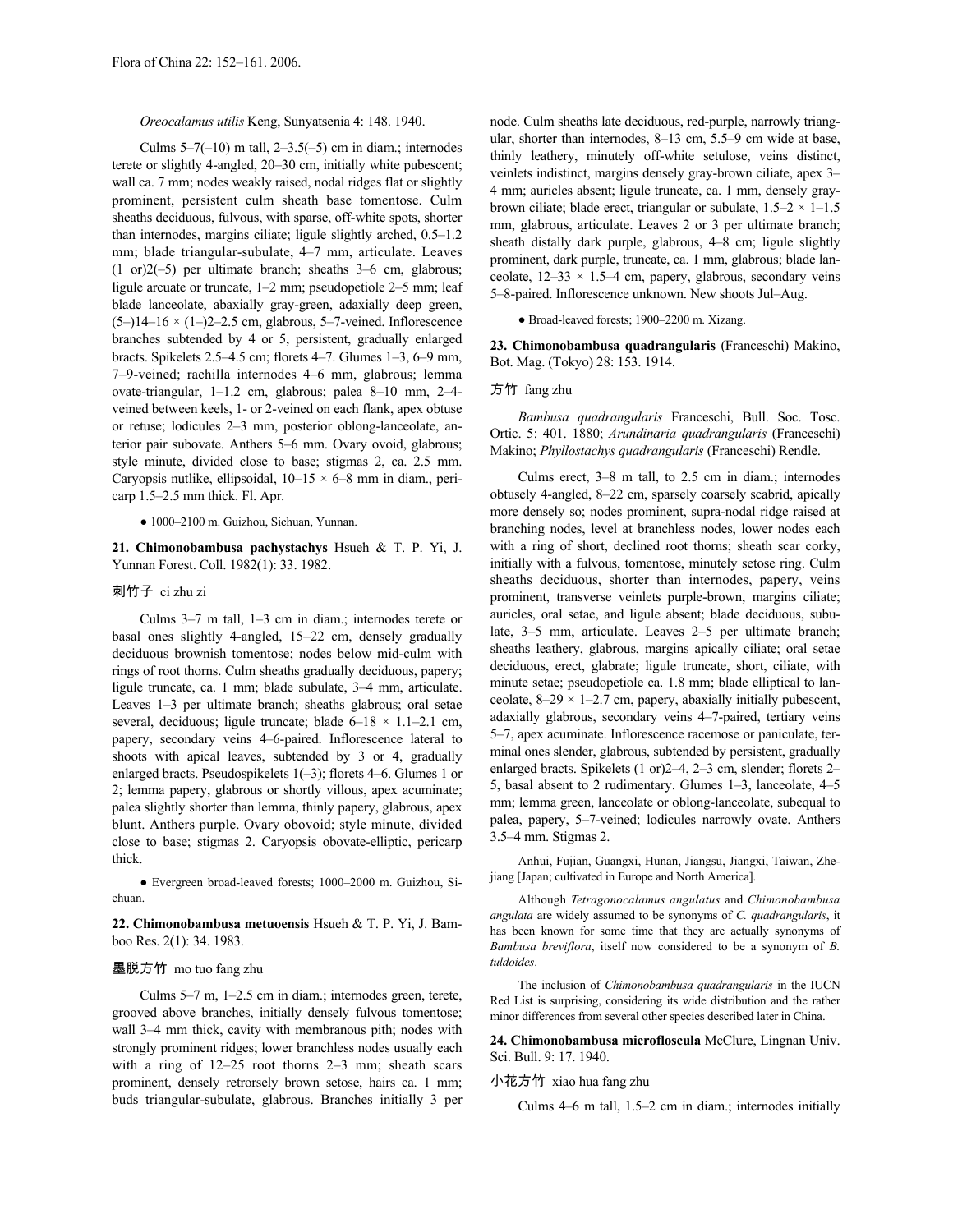*Oreocalamus utilis* Keng, Sunyatsenia 4: 148. 1940.

Culms 5–7(–10) m tall, 2–3.5(–5) cm in diam.; internodes terete or slightly 4-angled, 20–30 cm, initially white pubescent; wall ca. 7 mm; nodes weakly raised, nodal ridges flat or slightly prominent, persistent culm sheath base tomentose. Culm sheaths deciduous, fulvous, with sparse, off-white spots, shorter than internodes, margins ciliate; ligule slightly arched, 0.5–1.2 mm; blade triangular-subulate, 4–7 mm, articulate. Leaves (1 or)2(–5) per ultimate branch; sheaths 3–6 cm, glabrous; ligule arcuate or truncate, 1–2 mm; pseudopetiole 2–5 mm; leaf blade lanceolate, abaxially gray-green, adaxially deep green, (5–)14–16 × (1–)2–2.5 cm, glabrous, 5–7-veined. Inflorescence branches subtended by 4 or 5, persistent, gradually enlarged bracts. Spikelets 2.5–4.5 cm; florets 4–7. Glumes 1–3, 6–9 mm, 7–9-veined; rachilla internodes 4–6 mm, glabrous; lemma ovate-triangular, 1–1.2 cm, glabrous; palea 8–10 mm, 2–4-veined between keels, 1- or 2-veined on each flank, apex obtuse or retuse; lodicules 2–3 mm, posterior oblong-lanceolate, anterior pair subovate. Anthers 5–6 mm. Ovary ovoid, glabrous; style minute, divided close to base; stigmas 2, ca. 2.5 mm. Caryopsis nutlike, ellipsoidal, 10–15 × 6–8 mm in diam., pericarp 1.5–2.5 mm thick. Fl. Apr.

● 1000–2100 m. Guizhou, Sichuan, Yunnan.

**21. Chimonobambusa pachystachys** Hsueh & T. P. Yi, J. Yunnan Forest. Coll. 1982(1): 33. 1982.

刺竹子 ci zhu zi

Culms 3–7 m tall, 1–3 cm in diam.; internodes terete or basal ones slightly 4-angled, 15–22 cm, densely gradually deciduous brownish tomentose; nodes below mid-culm with rings of root thorns. Culm sheaths gradually deciduous, papery; ligule truncate, ca. 1 mm; blade subulate, 3–4 mm, articulate. Leaves 1–3 per ultimate branch; sheaths glabrous; oral setae several, deciduous; ligule truncate; blade 6–18 × 1.1–2.1 cm, papery, secondary veins 4–6-paired. Inflorescence lateral to shoots with apical leaves, subtended by 3 or 4, gradually enlarged bracts. Pseudospikelets 1(–3); florets 4–6. Glumes 1 or 2; lemma papery, glabrous or shortly villous, apex acuminate; palea slightly shorter than lemma, thinly papery, glabrous, apex blunt. Anthers purple. Ovary obovoid; style minute, divided close to base; stigmas 2. Caryopsis obovate-elliptic, pericarp thick.

● Evergreen broad-leaved forests; 1000–2000 m. Guizhou, Sichuan.

**22. Chimonobambusa metuoensis** Hsueh & T. P. Yi, J. Bamboo Res. 2(1): 34. 1983.

墨脱方竹 mo tuo fang zhu

Culms 5–7 m, 1–2.5 cm in diam.; internodes green, terete, grooved above branches, initially densely fulvous tomentose; wall 3–4 mm thick, cavity with membranous pith; nodes with strongly prominent ridges; lower branchless nodes usually each with a ring of 12–25 root thorns 2–3 mm; sheath scars prominent, densely retrorsely brown setose, hairs ca. 1 mm; buds triangular-subulate, glabrous. Branches initially 3 per node. Culm sheaths late deciduous, red-purple, narrowly triangular, shorter than internodes, 8–13 cm, 5.5–9 cm wide at base, thinly leathery, minutely off-white setulose, veins distinct, veinlets indistinct, margins densely gray-brown ciliate, apex 3–4 mm; auricles absent; ligule truncate, ca. 1 mm, densely gray-brown ciliate; blade erect, triangular or subulate, 1.5–2 × 1–1.5 mm, glabrous, articulate. Leaves 2 or 3 per ultimate branch; sheath distally dark purple, glabrous, 4–8 cm; ligule slightly prominent, dark purple, truncate, ca. 1 mm, glabrous; blade lanceolate, 12–33 × 1.5–4 cm, papery, glabrous, secondary veins 5–8-paired. Inflorescence unknown. New shoots Jul–Aug.

● Broad-leaved forests; 1900–2200 m. Xizang.

**23. Chimonobambusa quadrangularis** (Franceschi) Makino, Bot. Mag. (Tokyo) 28: 153. 1914.

方竹 fang zhu

*Bambusa quadrangularis* Franceschi, Bull. Soc. Tosc. Ortic. 5: 401. 1880; *Arundinaria quadrangularis* (Franceschi) Makino; *Phyllostachys quadrangularis* (Franceschi) Rendle.

Culms erect, 3–8 m tall, to 2.5 cm in diam.; internodes obtusely 4-angled, 8–22 cm, sparsely coarsely scabrid, apically more densely so; nodes prominent, supra-nodal ridge raised at branching nodes, level at branchless nodes, lower nodes each with a ring of short, declined root thorns; sheath scar corky, initially with a fulvous, tomentose, minutely setose ring. Culm sheaths deciduous, shorter than internodes, papery, veins prominent, transverse veinlets purple-brown, margins ciliate; auricles, oral setae, and ligule absent; blade deciduous, subulate, 3–5 mm, articulate. Leaves 2–5 per ultimate branch; sheaths leathery, glabrous, margins apically ciliate; oral setae deciduous, erect, glabrate; ligule truncate, short, ciliate, with minute setae; pseudopetiole ca. 1.8 mm; blade elliptical to lanceolate, 8–29 × 1–2.7 cm, papery, abaxially initially pubescent, adaxially glabrous, secondary veins 4–7-paired, tertiary veins 5–7, apex acuminate. Inflorescence racemose or paniculate, terminal ones slender, glabrous, subtended by persistent, gradually enlarged bracts. Spikelets (1 or)2–4, 2–3 cm, slender; florets 2–5, basal absent to 2 rudimentary. Glumes 1–3, lanceolate, 4–5 mm; lemma green, lanceolate or oblong-lanceolate, subequal to palea, papery, 5–7-veined; lodicules narrowly ovate. Anthers 3.5–4 mm. Stigmas 2.

Anhui, Fujian, Guangxi, Hunan, Jiangsu, Jiangxi, Taiwan, Zhejiang [Japan; cultivated in Europe and North America].

Although *Tetragonocalamus angulatus* and *Chimonobambusa angulata* are widely assumed to be synonyms of *C. quadrangularis*, it has been known for some time that they are actually synonyms of *Bambusa breviflora*, itself now considered to be a synonym of *B. tuldoides*.

The inclusion of *Chimonobambusa quadrangularis* in the IUCN Red List is surprising, considering its wide distribution and the rather minor differences from several other species described later in China.

**24. Chimonobambusa microfloscula** McClure, Lingnan Univ. Sci. Bull. 9: 17. 1940.

小花方竹 xiao hua fang zhu

Culms 4–6 m tall, 1.5–2 cm in diam.; internodes initially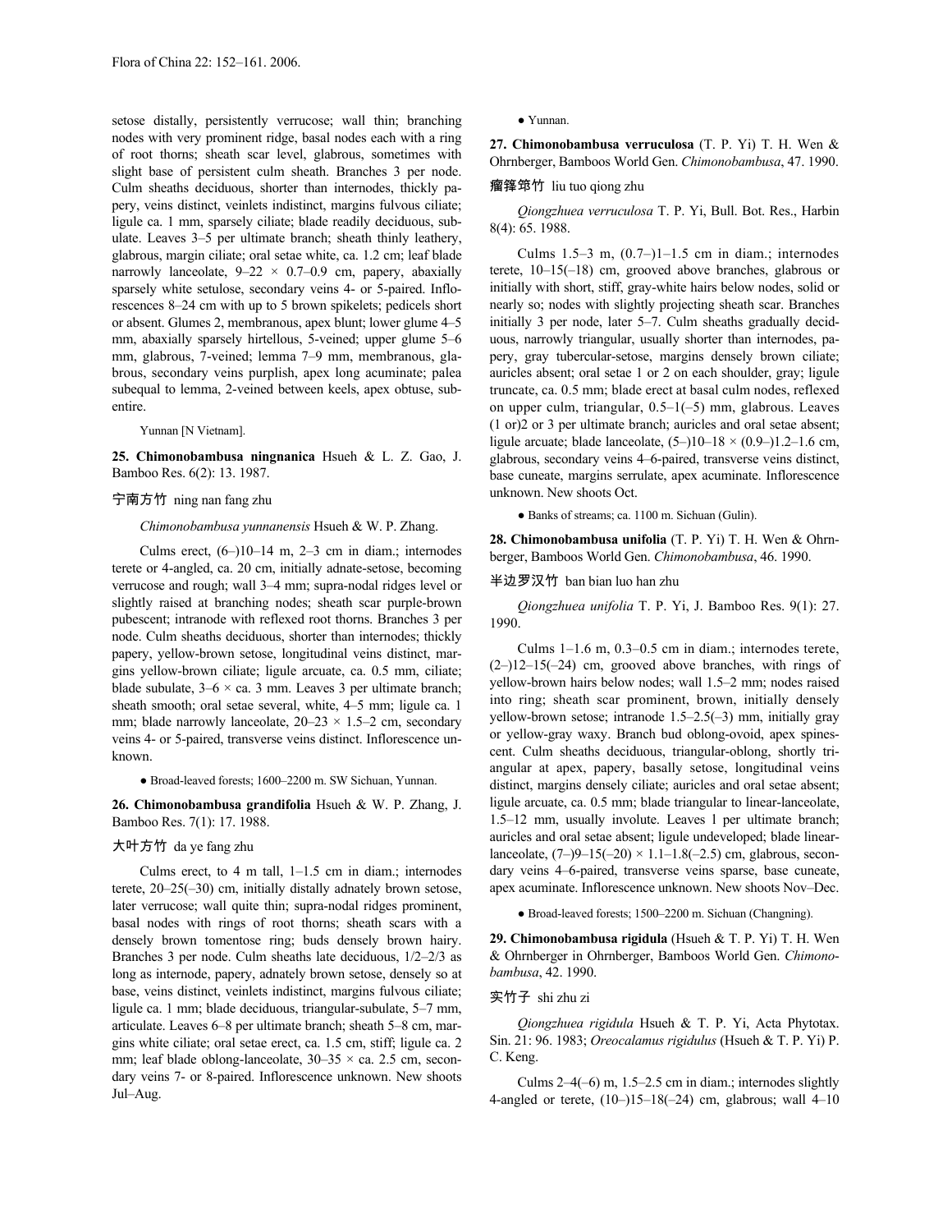setose distally, persistently verrucose; wall thin; branching nodes with very prominent ridge, basal nodes each with a ring of root thorns; sheath scar level, glabrous, sometimes with slight base of persistent culm sheath. Branches 3 per node. Culm sheaths deciduous, shorter than internodes, thickly papery, veins distinct, veinlets indistinct, margins fulvous ciliate; ligule ca. 1 mm, sparsely ciliate; blade readily deciduous, subulate. Leaves 3–5 per ultimate branch; sheath thinly leathery, glabrous, margin ciliate; oral setae white, ca. 1.2 cm; leaf blade narrowly lanceolate, 9–22 × 0.7–0.9 cm, papery, abaxially sparsely white setulose, secondary veins 4- or 5-paired. Inflorescences 8–24 cm with up to 5 brown spikelets; pedicels short or absent. Glumes 2, membranous, apex blunt; lower glume 4–5 mm, abaxially sparsely hirtellous, 5-veined; upper glume 5–6 mm, glabrous, 7-veined; lemma 7–9 mm, membranous, glabrous, secondary veins purplish, apex long acuminate; palea subequal to lemma, 2-veined between keels, apex obtuse, subentire.

Yunnan [N Vietnam].

**25. Chimonobambusa ningnanica** Hsueh & L. Z. Gao, J. Bamboo Res. 6(2): 13. 1987.

宁南方竹 ning nan fang zhu

*Chimonobambusa yunnanensis* Hsueh & W. P. Zhang.

Culms erect, (6–)10–14 m, 2–3 cm in diam.; internodes terete or 4-angled, ca. 20 cm, initially adnate-setose, becoming verrucose and rough; wall 3–4 mm; supra-nodal ridges level or slightly raised at branching nodes; sheath scar purple-brown pubescent; intranode with reflexed root thorns. Branches 3 per node. Culm sheaths deciduous, shorter than internodes; thickly papery, yellow-brown setose, longitudinal veins distinct, margins yellow-brown ciliate; ligule arcuate, ca. 0.5 mm, ciliate; blade subulate, 3–6 × ca. 3 mm. Leaves 3 per ultimate branch; sheath smooth; oral setae several, white, 4–5 mm; ligule ca. 1 mm; blade narrowly lanceolate, 20–23 × 1.5–2 cm, secondary veins 4- or 5-paired, transverse veins distinct. Inflorescence unknown.

● Broad-leaved forests; 1600–2200 m. SW Sichuan, Yunnan.

**26. Chimonobambusa grandifolia** Hsueh & W. P. Zhang, J. Bamboo Res. 7(1): 17. 1988.

大叶方竹 da ye fang zhu

Culms erect, to 4 m tall, 1–1.5 cm in diam.; internodes terete, 20–25(–30) cm, initially distally adnately brown setose, later verrucose; wall quite thin; supra-nodal ridges prominent, basal nodes with rings of root thorns; sheath scars with a densely brown tomentose ring; buds densely brown hairy. Branches 3 per node. Culm sheaths late deciduous, 1/2–2/3 as long as internode, papery, adnately brown setose, densely so at base, veins distinct, veinlets indistinct, margins fulvous ciliate; ligule ca. 1 mm; blade deciduous, triangular-subulate, 5–7 mm, articulate. Leaves 6–8 per ultimate branch; sheath 5–8 cm, margins white ciliate; oral setae erect, ca. 1.5 cm, stiff; ligule ca. 2 mm; leaf blade oblong-lanceolate, 30–35 × ca. 2.5 cm, secondary veins 7- or 8-paired. Inflorescence unknown. New shoots Jul–Aug.

● Yunnan.

**27. Chimonobambusa verruculosa** (T. P. Yi) T. H. Wen & Ohrnberger, Bamboos World Gen. *Chimonobambusa*, 47. 1990.

瘤箨筇竹 liu tuo qiong zhu

*Qiongzhuea verruculosa* T. P. Yi, Bull. Bot. Res., Harbin 8(4): 65. 1988.

Culms 1.5–3 m, (0.7–)1–1.5 cm in diam.; internodes terete, 10–15(–18) cm, grooved above branches, glabrous or initially with short, stiff, gray-white hairs below nodes, solid or nearly so; nodes with slightly projecting sheath scar. Branches initially 3 per node, later 5–7. Culm sheaths gradually deciduous, narrowly triangular, usually shorter than internodes, papery, gray tubercular-setose, margins densely brown ciliate; auricles absent; oral setae 1 or 2 on each shoulder, gray; ligule truncate, ca. 0.5 mm; blade erect at basal culm nodes, reflexed on upper culm, triangular, 0.5–1(–5) mm, glabrous. Leaves (1 or)2 or 3 per ultimate branch; auricles and oral setae absent; ligule arcuate; blade lanceolate, (5–)10–18 × (0.9–)1.2–1.6 cm, glabrous, secondary veins 4–6-paired, transverse veins distinct, base cuneate, margins serrulate, apex acuminate. Inflorescence unknown. New shoots Oct.

● Banks of streams; ca. 1100 m. Sichuan (Gulin).

**28. Chimonobambusa unifolia** (T. P. Yi) T. H. Wen & Ohrnberger, Bamboos World Gen. *Chimonobambusa*, 46. 1990.

半边罗汉竹 ban bian luo han zhu

*Qiongzhuea unifolia* T. P. Yi, J. Bamboo Res. 9(1): 27. 1990.

Culms 1–1.6 m, 0.3–0.5 cm in diam.; internodes terete, (2–)12–15(–24) cm, grooved above branches, with rings of yellow-brown hairs below nodes; wall 1.5–2 mm; nodes raised into ring; sheath scar prominent, brown, initially densely yellow-brown setose; intranode 1.5–2.5(–3) mm, initially gray or yellow-gray waxy. Branch bud oblong-ovoid, apex spinescent. Culm sheaths deciduous, triangular-oblong, shortly triangular at apex, papery, basally setose, longitudinal veins distinct, margins densely ciliate; auricles and oral setae absent; ligule arcuate, ca. 0.5 mm; blade triangular to linear-lanceolate, 1.5–12 mm, usually involute. Leaves 1 per ultimate branch; auricles and oral setae absent; ligule undeveloped; blade linear-lanceolate, (7–)9–15(–20) × 1.1–1.8(–2.5) cm, glabrous, secondary veins 4–6-paired, transverse veins sparse, base cuneate, apex acuminate. Inflorescence unknown. New shoots Nov–Dec.

● Broad-leaved forests; 1500–2200 m. Sichuan (Changning).

**29. Chimonobambusa rigidula** (Hsueh & T. P. Yi) T. H. Wen & Ohrnberger in Ohrnberger, Bamboos World Gen. *Chimonobambusa*, 42. 1990.

实竹子 shi zhu zi

*Qiongzhuea rigidula* Hsueh & T. P. Yi, Acta Phytotax. Sin. 21: 96. 1983; *Oreocalamus rigidulus* (Hsueh & T. P. Yi) P. C. Keng.

Culms 2–4(–6) m, 1.5–2.5 cm in diam.; internodes slightly 4-angled or terete, (10–)15–18(–24) cm, glabrous; wall 4–10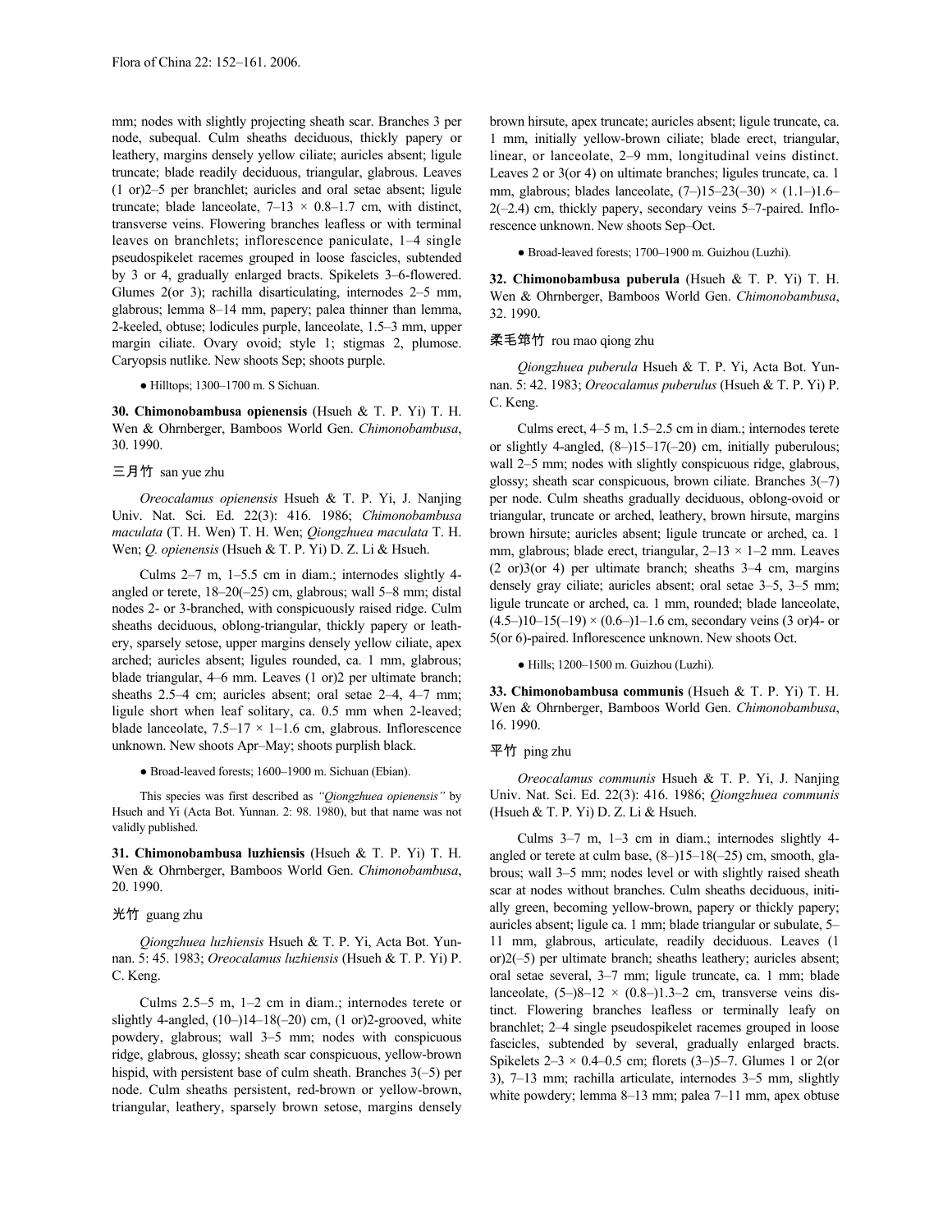mm; nodes with slightly projecting sheath scar. Branches 3 per node, subequal. Culm sheaths deciduous, thickly papery or leathery, margins densely yellow ciliate; auricles absent; ligule truncate; blade readily deciduous, triangular, glabrous. Leaves (1 or)2–5 per branchlet; auricles and oral setae absent; ligule truncate; blade lanceolate, 7–13 × 0.8–1.7 cm, with distinct, transverse veins. Flowering branches leafless or with terminal leaves on branchlets; inflorescence paniculate, 1–4 single pseudospikelet racemes grouped in loose fascicles, subtended by 3 or 4, gradually enlarged bracts. Spikelets 3–6-flowered. Glumes 2(or 3); rachilla disarticulating, internodes 2–5 mm, glabrous; lemma 8–14 mm, papery; palea thinner than lemma, 2-keeled, obtuse; lodicules purple, lanceolate, 1.5–3 mm, upper margin ciliate. Ovary ovoid; style 1; stigmas 2, plumose. Caryopsis nutlike. New shoots Sep; shoots purple.

● Hilltops; 1300–1700 m. S Sichuan.

**30. Chimonobambusa opienensis** (Hsueh & T. P. Yi) T. H. Wen & Ohrnberger, Bamboos World Gen. *Chimonobambusa*, 30. 1990.

三月竹 san yue zhu

*Oreocalamus opienensis* Hsueh & T. P. Yi, J. Nanjing Univ. Nat. Sci. Ed. 22(3): 416. 1986; *Chimonobambusa maculata* (T. H. Wen) T. H. Wen; *Qiongzhuea maculata* T. H. Wen; *Q. opienensis* (Hsueh & T. P. Yi) D. Z. Li & Hsueh.

Culms 2–7 m, 1–5.5 cm in diam.; internodes slightly 4-angled or terete, 18–20(–25) cm, glabrous; wall 5–8 mm; distal nodes 2- or 3-branched, with conspicuously raised ridge. Culm sheaths deciduous, oblong-triangular, thickly papery or leathery, sparsely setose, upper margins densely yellow ciliate, apex arched; auricles absent; ligules rounded, ca. 1 mm, glabrous; blade triangular, 4–6 mm. Leaves (1 or)2 per ultimate branch; sheaths 2.5–4 cm; auricles absent; oral setae 2–4, 4–7 mm; ligule short when leaf solitary, ca. 0.5 mm when 2-leaved; blade lanceolate, 7.5–17 × 1–1.6 cm, glabrous. Inflorescence unknown. New shoots Apr–May; shoots purplish black.

● Broad-leaved forests; 1600–1900 m. Sichuan (Ebian).

This species was first described as *"Qiongzhuea opienensis"* by Hsueh and Yi (Acta Bot. Yunnan. 2: 98. 1980), but that name was not validly published.

**31. Chimonobambusa luzhiensis** (Hsueh & T. P. Yi) T. H. Wen & Ohrnberger, Bamboos World Gen. *Chimonobambusa*, 20. 1990.

光竹 guang zhu

*Qiongzhuea luzhiensis* Hsueh & T. P. Yi, Acta Bot. Yunnan. 5: 45. 1983; *Oreocalamus luzhiensis* (Hsueh & T. P. Yi) P. C. Keng.

Culms 2.5–5 m, 1–2 cm in diam.; internodes terete or slightly 4-angled, (10–)14–18(–20) cm, (1 or)2-grooved, white powdery, glabrous; wall 3–5 mm; nodes with conspicuous ridge, glabrous, glossy; sheath scar conspicuous, yellow-brown hispid, with persistent base of culm sheath. Branches 3(–5) per node. Culm sheaths persistent, red-brown or yellow-brown, triangular, leathery, sparsely brown setose, margins densely brown hirsute, apex truncate; auricles absent; ligule truncate, ca. 1 mm, initially yellow-brown ciliate; blade erect, triangular, linear, or lanceolate, 2–9 mm, longitudinal veins distinct. Leaves 2 or 3(or 4) on ultimate branches; ligules truncate, ca. 1 mm, glabrous; blades lanceolate, (7–)15–23(–30) × (1.1–)1.6–2(–2.4) cm, thickly papery, secondary veins 5–7-paired. Inflorescence unknown. New shoots Sep–Oct.

● Broad-leaved forests; 1700–1900 m. Guizhou (Luzhi).

**32. Chimonobambusa puberula** (Hsueh & T. P. Yi) T. H. Wen & Ohrnberger, Bamboos World Gen. *Chimonobambusa*, 32. 1990.

柔毛筇竹 rou mao qiong zhu

*Qiongzhuea puberula* Hsueh & T. P. Yi, Acta Bot. Yunnan. 5: 42. 1983; *Oreocalamus puberulus* (Hsueh & T. P. Yi) P. C. Keng.

Culms erect, 4–5 m, 1.5–2.5 cm in diam.; internodes terete or slightly 4-angled, (8–)15–17(–20) cm, initially puberulous; wall 2–5 mm; nodes with slightly conspicuous ridge, glabrous, glossy; sheath scar conspicuous, brown ciliate. Branches 3(–7) per node. Culm sheaths gradually deciduous, oblong-ovoid or triangular, truncate or arched, leathery, brown hirsute, margins brown hirsute; auricles absent; ligule truncate or arched, ca. 1 mm, glabrous; blade erect, triangular, 2–13 × 1–2 mm. Leaves (2 or)3(or 4) per ultimate branch; sheaths 3–4 cm, margins densely gray ciliate; auricles absent; oral setae 3–5, 3–5 mm; ligule truncate or arched, ca. 1 mm, rounded; blade lanceolate, (4.5–)10–15(–19) × (0.6–)1–1.6 cm, secondary veins (3 or)4- or 5(or 6)-paired. Inflorescence unknown. New shoots Oct.

● Hills; 1200–1500 m. Guizhou (Luzhi).

**33. Chimonobambusa communis** (Hsueh & T. P. Yi) T. H. Wen & Ohrnberger, Bamboos World Gen. *Chimonobambusa*, 16. 1990.

平竹 ping zhu

*Oreocalamus communis* Hsueh & T. P. Yi, J. Nanjing Univ. Nat. Sci. Ed. 22(3): 416. 1986; *Qiongzhuea communis* (Hsueh & T. P. Yi) D. Z. Li & Hsueh.

Culms 3–7 m, 1–3 cm in diam.; internodes slightly 4-angled or terete at culm base, (8–)15–18(–25) cm, smooth, glabrous; wall 3–5 mm; nodes level or with slightly raised sheath scar at nodes without branches. Culm sheaths deciduous, initially green, becoming yellow-brown, papery or thickly papery; auricles absent; ligule ca. 1 mm; blade triangular or subulate, 5–11 mm, glabrous, articulate, readily deciduous. Leaves (1 or)2(–5) per ultimate branch; sheaths leathery; auricles absent; oral setae several, 3–7 mm; ligule truncate, ca. 1 mm; blade lanceolate, (5–)8–12 × (0.8–)1.3–2 cm, transverse veins distinct. Flowering branches leafless or terminally leafy on branchlet; 2–4 single pseudospikelet racemes grouped in loose fascicles, subtended by several, gradually enlarged bracts. Spikelets 2–3 × 0.4–0.5 cm; florets (3–)5–7. Glumes 1 or 2(or 3), 7–13 mm; rachilla articulate, internodes 3–5 mm, slightly white powdery; lemma 8–13 mm; palea 7–11 mm, apex obtuse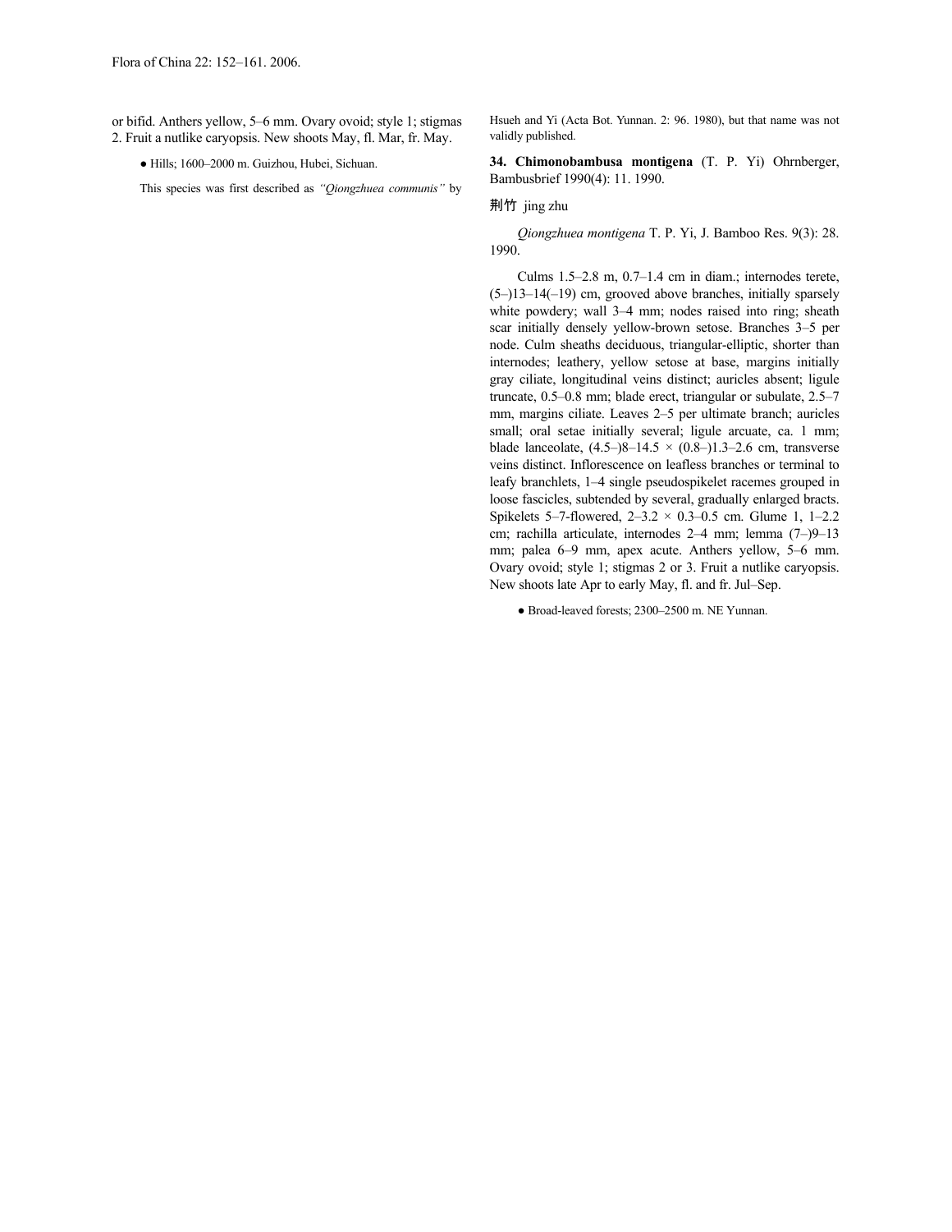or bifid. Anthers yellow, 5–6 mm. Ovary ovoid; style 1; stigmas 2. Fruit a nutlike caryopsis. New shoots May, fl. Mar, fr. May.

● Hills; 1600–2000 m. Guizhou, Hubei, Sichuan.

This species was first described as *"Qiongzhuea communis"* by Hsueh and Yi (Acta Bot. Yunnan. 2: 96. 1980), but that name was not validly published.

**34. Chimonobambusa montigena** (T. P. Yi) Ohrnberger, Bambusbrief 1990(4): 11. 1990.

荆竹 jing zhu

*Qiongzhuea montigena* T. P. Yi, J. Bamboo Res. 9(3): 28. 1990.

Culms 1.5–2.8 m, 0.7–1.4 cm in diam.; internodes terete, (5–)13–14(–19) cm, grooved above branches, initially sparsely white powdery; wall 3–4 mm; nodes raised into ring; sheath scar initially densely yellow-brown setose. Branches 3–5 per node. Culm sheaths deciduous, triangular-elliptic, shorter than internodes; leathery, yellow setose at base, margins initially gray ciliate, longitudinal veins distinct; auricles absent; ligule truncate, 0.5–0.8 mm; blade erect, triangular or subulate, 2.5–7 mm, margins ciliate. Leaves 2–5 per ultimate branch; auricles small; oral setae initially several; ligule arcuate, ca. 1 mm; blade lanceolate, (4.5–)8–14.5 × (0.8–)1.3–2.6 cm, transverse veins distinct. Inflorescence on leafless branches or terminal to leafy branchlets, 1–4 single pseudospikelet racemes grouped in loose fascicles, subtended by several, gradually enlarged bracts. Spikelets 5–7-flowered, 2–3.2 × 0.3–0.5 cm. Glume 1, 1–2.2 cm; rachilla articulate, internodes 2–4 mm; lemma (7–)9–13 mm; palea 6–9 mm, apex acute. Anthers yellow, 5–6 mm. Ovary ovoid; style 1; stigmas 2 or 3. Fruit a nutlike caryopsis. New shoots late Apr to early May, fl. and fr. Jul–Sep.

● Broad-leaved forests; 2300–2500 m. NE Yunnan.